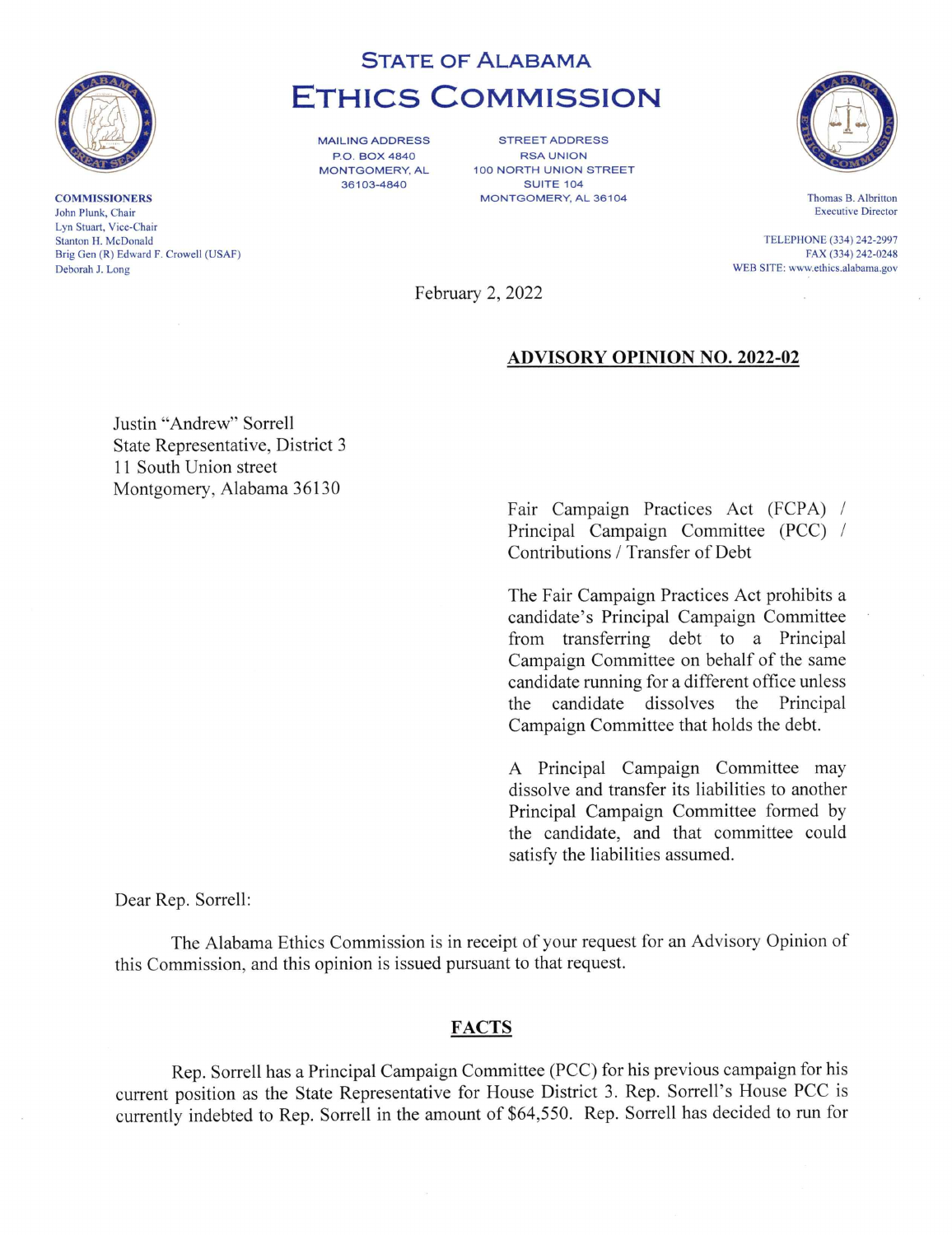# STATE OF ALABAMA
# ETHICS COMMISSION

MAILING ADDRESS
P.O. BOX 4840
MONTGOMERY, AL
36103-4840

STREET ADDRESS
RSA UNION
100 NORTH UNION STREET
SUITE 104
MONTGOMERY, AL 36104

**COMMISSIONERS**
John Plunk, Chair
Lyn Stuart, Vice-Chair
Stanton H. McDonald
Brig Gen (R) Edward F. Crowell (USAF)
Deborah J. Long

Thomas B. Albritton
Executive Director

TELEPHONE (334) 242-2997
FAX (334) 242-0248
WEB SITE: www.ethics.alabama.gov

February 2, 2022

**ADVISORY OPINION NO. 2022-02**

Justin "Andrew" Sorrell
State Representative, District 3
11 South Union street
Montgomery, Alabama 36130

Fair Campaign Practices Act (FCPA) / Principal Campaign Committee (PCC) / Contributions / Transfer of Debt

The Fair Campaign Practices Act prohibits a candidate's Principal Campaign Committee from transferring debt to a Principal Campaign Committee on behalf of the same candidate running for a different office unless the candidate dissolves the Principal Campaign Committee that holds the debt.

A Principal Campaign Committee may dissolve and transfer its liabilities to another Principal Campaign Committee formed by the candidate, and that committee could satisfy the liabilities assumed.

Dear Rep. Sorrell:

The Alabama Ethics Commission is in receipt of your request for an Advisory Opinion of this Commission, and this opinion is issued pursuant to that request.

## FACTS

Rep. Sorrell has a Principal Campaign Committee (PCC) for his previous campaign for his current position as the State Representative for House District 3. Rep. Sorrell's House PCC is currently indebted to Rep. Sorrell in the amount of $64,550. Rep. Sorrell has decided to run for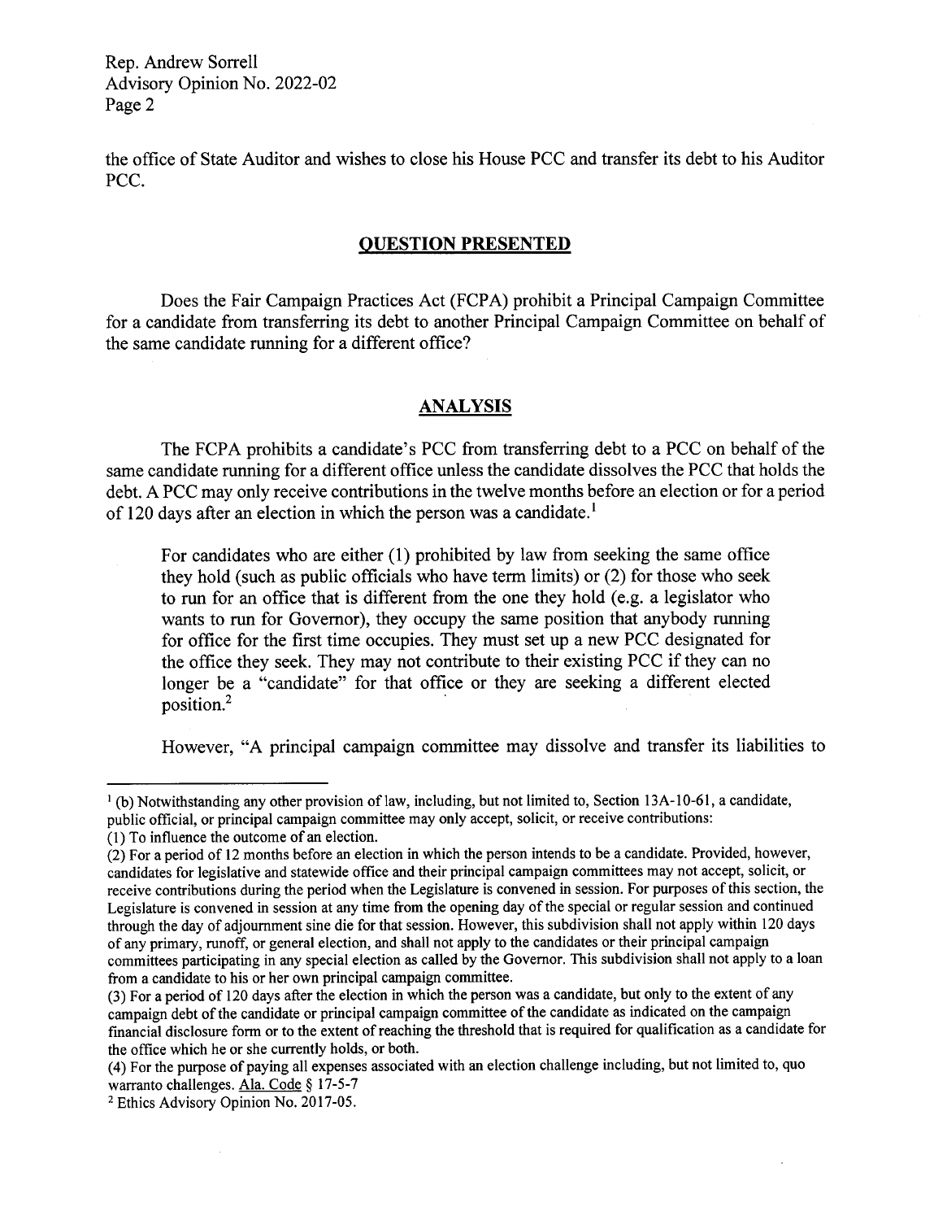the office of State Auditor and wishes to close his House PCC and transfer its debt to his Auditor PCC.

## QUESTION PRESENTED

Does the Fair Campaign Practices Act (FCPA) prohibit a Principal Campaign Committee for a candidate from transferring its debt to another Principal Campaign Committee on behalf of the same candidate running for a different office?

## ANALYSIS

The FCPA prohibits a candidate's PCC from transferring debt to a PCC on behalf of the same candidate running for a different office unless the candidate dissolves the PCC that holds the debt. A PCC may only receive contributions in the twelve months before an election or for a period of 120 days after an election in which the person was a candidate.[1]

> For candidates who are either (1) prohibited by law from seeking the same office they hold (such as public officials who have term limits) or (2) for those who seek to run for an office that is different from the one they hold (e.g. a legislator who wants to run for Governor), they occupy the same position that anybody running for office for the first time occupies. They must set up a new PCC designated for the office they seek. They may not contribute to their existing PCC if they can no longer be a "candidate" for that office or they are seeking a different elected position.[2]

However, "A principal campaign committee may dissolve and transfer its liabilities to

---

[1] (b) Notwithstanding any other provision of law, including, but not limited to, Section 13A-10-61, a candidate, public official, or principal campaign committee may only accept, solicit, or receive contributions:
(1) To influence the outcome of an election.
(2) For a period of 12 months before an election in which the person intends to be a candidate. Provided, however, candidates for legislative and statewide office and their principal campaign committees may not accept, solicit, or receive contributions during the period when the Legislature is convened in session. For purposes of this section, the Legislature is convened in session at any time from the opening day of the special or regular session and continued through the day of adjournment sine die for that session. However, this subdivision shall not apply within 120 days of any primary, runoff, or general election, and shall not apply to the candidates or their principal campaign committees participating in any special election as called by the Governor. This subdivision shall not apply to a loan from a candidate to his or her own principal campaign committee.
(3) For a period of 120 days after the election in which the person was a candidate, but only to the extent of any campaign debt of the candidate or principal campaign committee of the candidate as indicated on the campaign financial disclosure form or to the extent of reaching the threshold that is required for qualification as a candidate for the office which he or she currently holds, or both.
(4) For the purpose of paying all expenses associated with an election challenge including, but not limited to, quo warranto challenges. Ala. Code § 17-5-7

[2] Ethics Advisory Opinion No. 2017-05.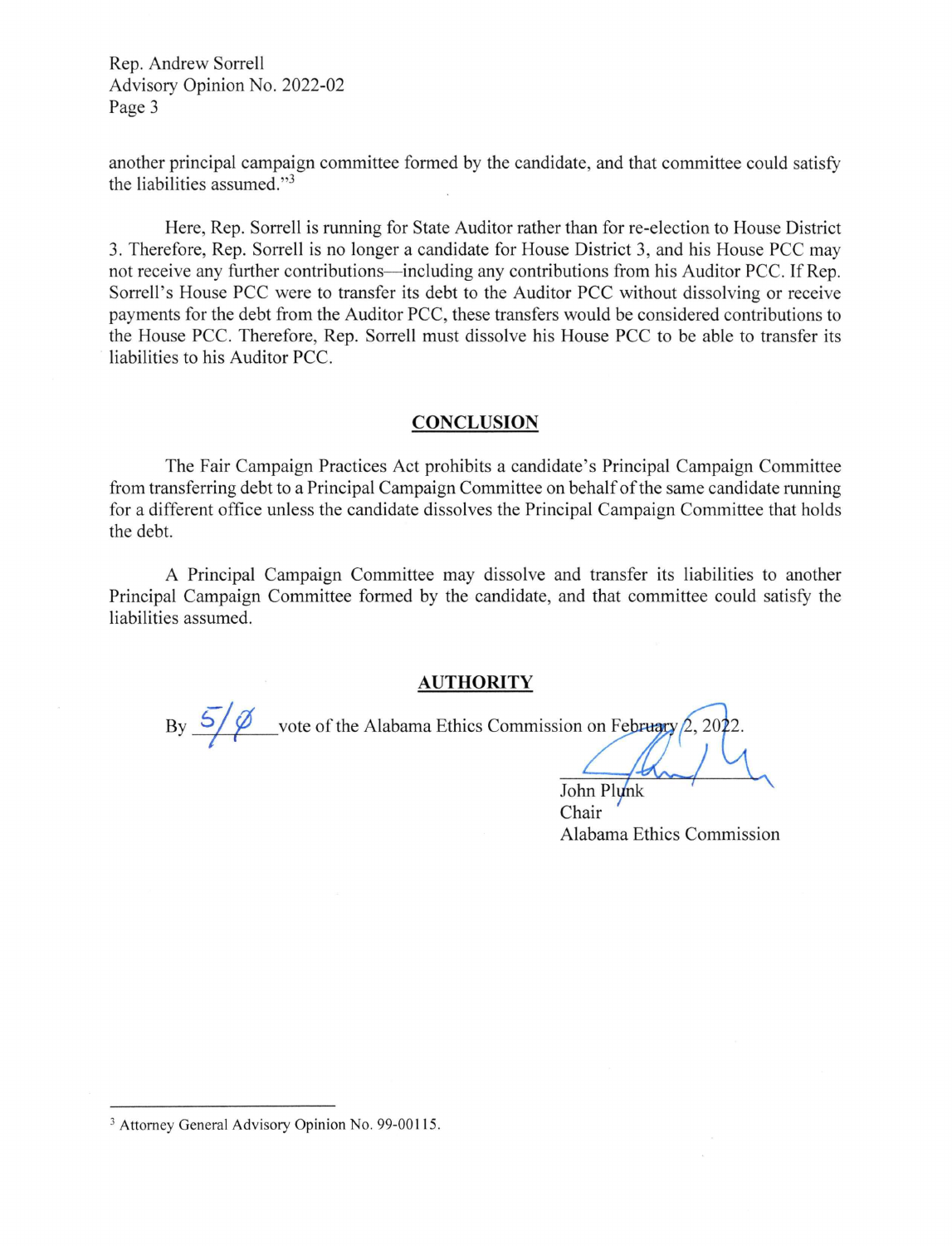another principal campaign committee formed by the candidate, and that committee could satisfy the liabilities assumed."[3]

Here, Rep. Sorrell is running for State Auditor rather than for re-election to House District 3. Therefore, Rep. Sorrell is no longer a candidate for House District 3, and his House PCC may not receive any further contributions—including any contributions from his Auditor PCC. If Rep. Sorrell's House PCC were to transfer its debt to the Auditor PCC without dissolving or receive payments for the debt from the Auditor PCC, these transfers would be considered contributions to the House PCC. Therefore, Rep. Sorrell must dissolve his House PCC to be able to transfer its liabilities to his Auditor PCC.

## CONCLUSION

The Fair Campaign Practices Act prohibits a candidate's Principal Campaign Committee from transferring debt to a Principal Campaign Committee on behalf of the same candidate running for a different office unless the candidate dissolves the Principal Campaign Committee that holds the debt.

A Principal Campaign Committee may dissolve and transfer its liabilities to another Principal Campaign Committee formed by the candidate, and that committee could satisfy the liabilities assumed.

## AUTHORITY

By 5/Ø vote of the Alabama Ethics Commission on February 2, 2022.

John Plunk
Chair
Alabama Ethics Commission

---

[3] Attorney General Advisory Opinion No. 99-00115.